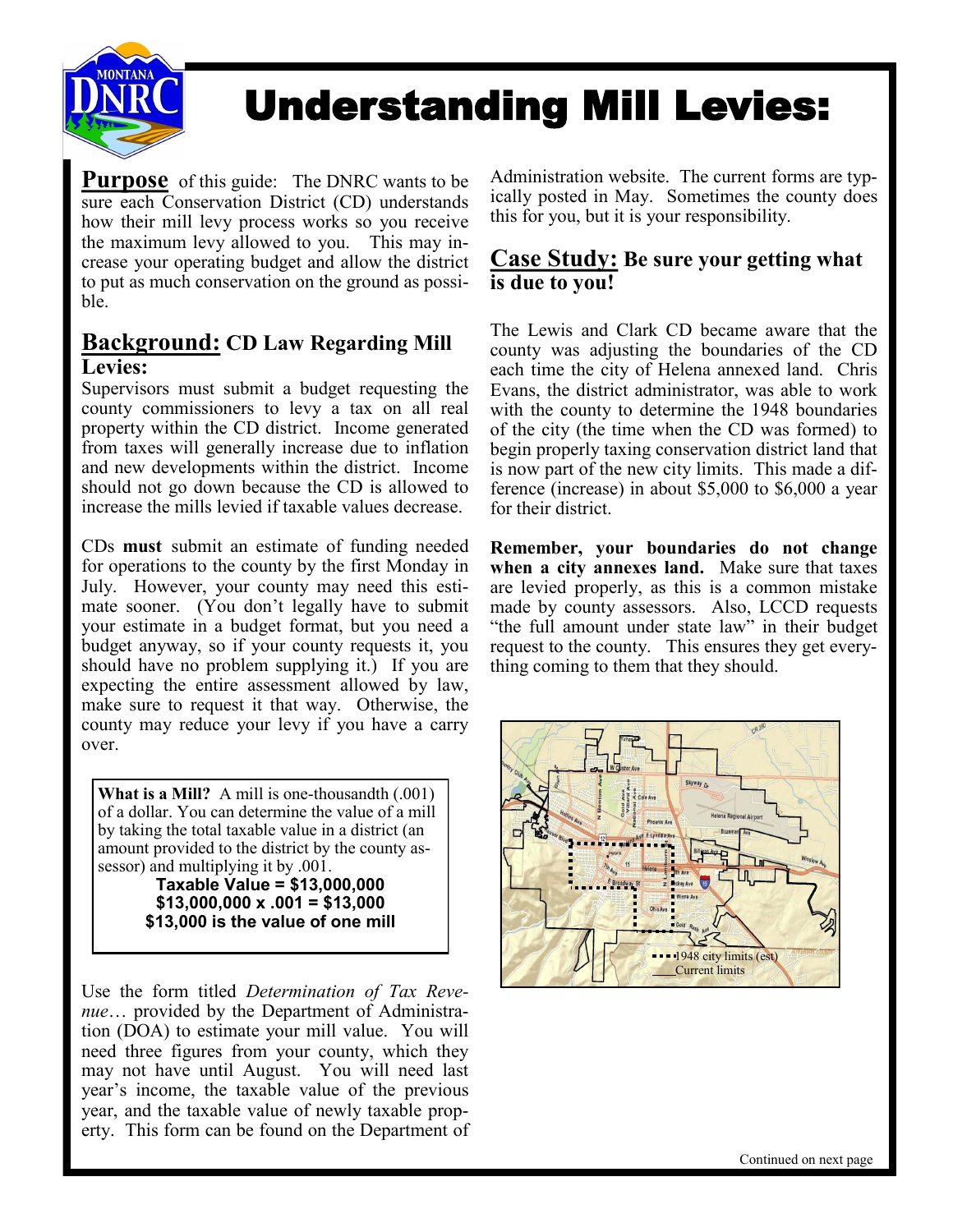# Understanding Mill Levies:

**Purpose** of this guide: The DNRC wants to be sure each Conservation District (CD) understands how their mill levy process works so you receive the maximum levy allowed to you. This may increase your operating budget and allow the district to put as much conservation on the ground as possible.

## Background: CD Law Regarding Mill Levies:

Supervisors must submit a budget requesting the county commissioners to levy a tax on all real property within the CD district. Income generated from taxes will generally increase due to inflation and new developments within the district. Income should not go down because the CD is allowed to increase the mills levied if taxable values decrease.

CDs **must** submit an estimate of funding needed for operations to the county by the first Monday in July. However, your county may need this estimate sooner. (You don't legally have to submit your estimate in a budget format, but you need a budget anyway, so if your county requests it, you should have no problem supplying it.) If you are expecting the entire assessment allowed by law, make sure to request it that way. Otherwise, the county may reduce your levy if you have a carry over.

> **What is a Mill?** A mill is one-thousandth (.001) of a dollar. You can determine the value of a mill by taking the total taxable value in a district (an amount provided to the district by the county assessor) and multiplying it by .001.
>
> **Taxable Value = $13,000,000**
> **$13,000,000 x .001 = $13,000**
> **$13,000 is the value of one mill**

Use the form titled *Determination of Tax Revenue*… provided by the Department of Administration (DOA) to estimate your mill value. You will need three figures from your county, which they may not have until August. You will need last year's income, the taxable value of the previous year, and the taxable value of newly taxable property. This form can be found on the Department of Administration website. The current forms are typically posted in May. Sometimes the county does this for you, but it is your responsibility.

## Case Study: Be sure your getting what is due to you!

The Lewis and Clark CD became aware that the county was adjusting the boundaries of the CD each time the city of Helena annexed land. Chris Evans, the district administrator, was able to work with the county to determine the 1948 boundaries of the city (the time when the CD was formed) to begin properly taxing conservation district land that is now part of the new city limits. This made a difference (increase) in about $5,000 to $6,000 a year for their district.

**Remember, your boundaries do not change when a city annexes land.** Make sure that taxes are levied properly, as this is a common mistake made by county assessors. Also, LCCD requests "the full amount under state law" in their budget request to the county. This ensures they get everything coming to them that they should.

1948 city limits (est)
Current limits

Continued on next page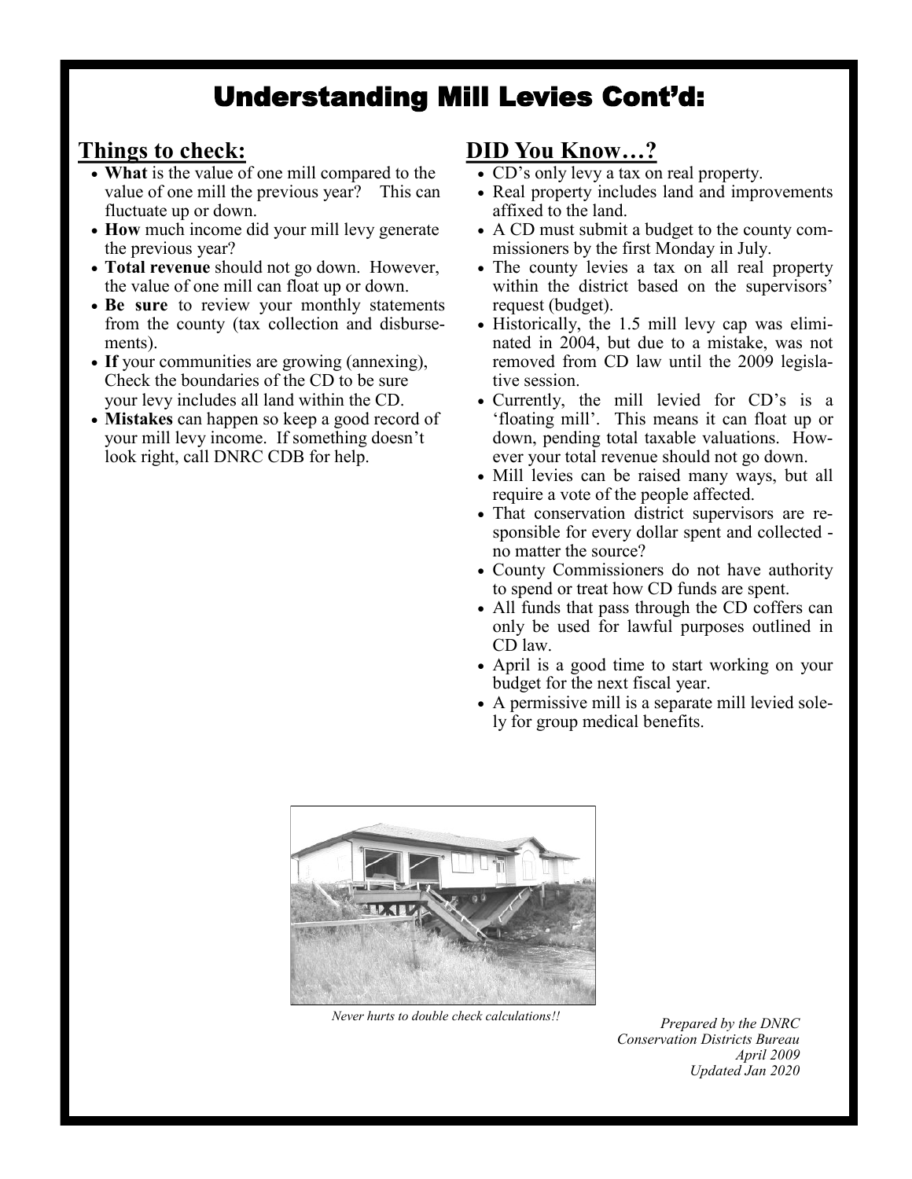# Understanding Mill Levies Cont'd:

## Things to check:

- **What** is the value of one mill compared to the value of one mill the previous year? This can fluctuate up or down.
- **How** much income did your mill levy generate the previous year?
- **Total revenue** should not go down. However, the value of one mill can float up or down.
- **Be sure** to review your monthly statements from the county (tax collection and disbursements).
- **If** your communities are growing (annexing), Check the boundaries of the CD to be sure your levy includes all land within the CD.
- **Mistakes** can happen so keep a good record of your mill levy income. If something doesn't look right, call DNRC CDB for help.

## DID You Know…?

- CD's only levy a tax on real property.
- Real property includes land and improvements affixed to the land.
- A CD must submit a budget to the county commissioners by the first Monday in July.
- The county levies a tax on all real property within the district based on the supervisors' request (budget).
- Historically, the 1.5 mill levy cap was eliminated in 2004, but due to a mistake, was not removed from CD law until the 2009 legislative session.
- Currently, the mill levied for CD's is a 'floating mill'. This means it can float up or down, pending total taxable valuations. However your total revenue should not go down.
- Mill levies can be raised many ways, but all require a vote of the people affected.
- That conservation district supervisors are responsible for every dollar spent and collected - no matter the source?
- County Commissioners do not have authority to spend or treat how CD funds are spent.
- All funds that pass through the CD coffers can only be used for lawful purposes outlined in CD law.
- April is a good time to start working on your budget for the next fiscal year.
- A permissive mill is a separate mill levied solely for group medical benefits.

*Never hurts to double check calculations!!*

*Prepared by the DNRC*
*Conservation Districts Bureau*
*April 2009*
*Updated Jan 2020*